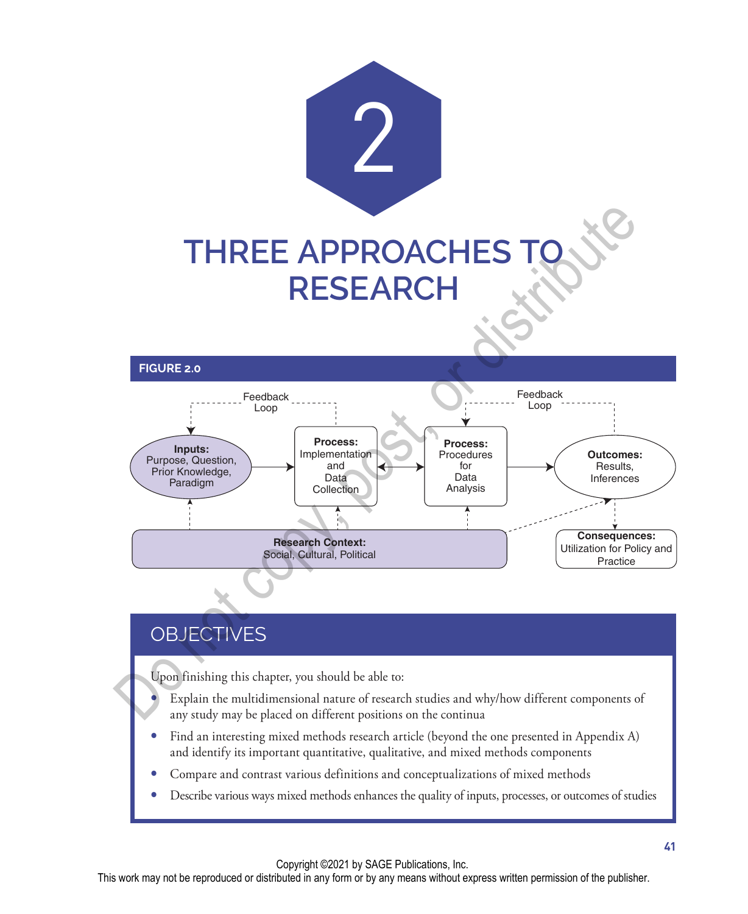# 2

# THREE APPROACHES TO RESEARCH

**FIGURE 2.0**

Feedback Loop

Feedback Loop

**Inputs:** Purpose, Question, Prior Knowledge, Paradigm

**Process:** Implementation and Data Collection

**Process:** Procedures for Data Analysis

**Outcomes:** Results, Inferences

**Research Context:** Social, Cultural, Political

**Consequences:** Utilization for Policy and Practice

## OBJECTIVES

Upon finishing this chapter, you should be able to:

- Explain the multidimensional nature of research studies and why/how different components of any study may be placed on different positions on the continua
- Find an interesting mixed methods research article (beyond the one presented in Appendix A) and identify its important quantitative, qualitative, and mixed methods components
- Compare and contrast various definitions and conceptualizations of mixed methods
- Describe various ways mixed methods enhances the quality of inputs, processes, or outcomes of studies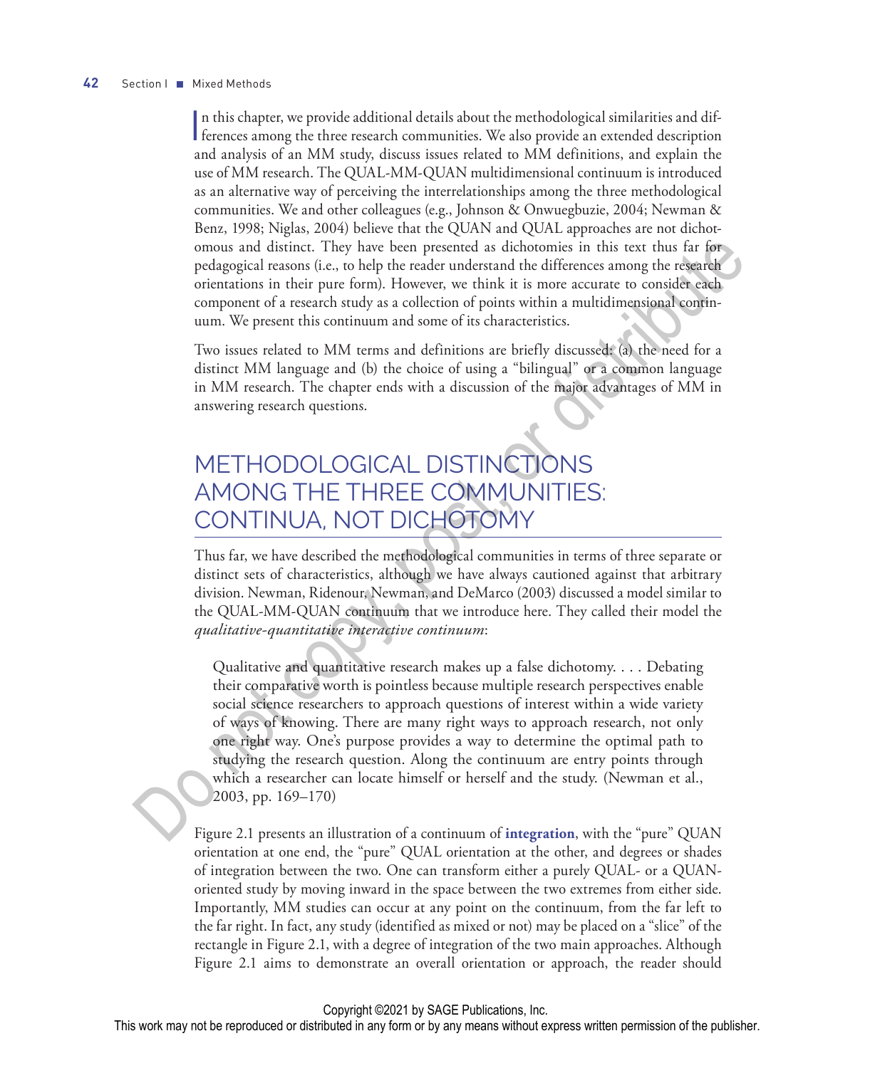In this chapter, we provide additional details about the methodological similarities and differences among the three research communities. We also provide an extended description and analysis of an MM study, discuss issues related to MM definitions, and explain the use of MM research. The QUAL-MM-QUAN multidimensional continuum is introduced as an alternative way of perceiving the interrelationships among the three methodological communities. We and other colleagues (e.g., Johnson & Onwuegbuzie, 2004; Newman & Benz, 1998; Niglas, 2004) believe that the QUAN and QUAL approaches are not dichotomous and distinct. They have been presented as dichotomies in this text thus far for pedagogical reasons (i.e., to help the reader understand the differences among the research orientations in their pure form). However, we think it is more accurate to consider each component of a research study as a collection of points within a multidimensional continuum. We present this continuum and some of its characteristics.

Two issues related to MM terms and definitions are briefly discussed: (a) the need for a distinct MM language and (b) the choice of using a "bilingual" or a common language in MM research. The chapter ends with a discussion of the major advantages of MM in answering research questions.

## METHODOLOGICAL DISTINCTIONS AMONG THE THREE COMMUNITIES: CONTINUA, NOT DICHOTOMY

Thus far, we have described the methodological communities in terms of three separate or distinct sets of characteristics, although we have always cautioned against that arbitrary division. Newman, Ridenour, Newman, and DeMarco (2003) discussed a model similar to the QUAL-MM-QUAN continuum that we introduce here. They called their model the *qualitative-quantitative interactive continuum*:

> Qualitative and quantitative research makes up a false dichotomy. . . . Debating their comparative worth is pointless because multiple research perspectives enable social science researchers to approach questions of interest within a wide variety of ways of knowing. There are many right ways to approach research, not only one right way. One's purpose provides a way to determine the optimal path to studying the research question. Along the continuum are entry points through which a researcher can locate himself or herself and the study. (Newman et al., 2003, pp. 169–170)

Figure 2.1 presents an illustration of a continuum of **integration**, with the "pure" QUAN orientation at one end, the "pure" QUAL orientation at the other, and degrees or shades of integration between the two. One can transform either a purely QUAL- or a QUAN-oriented study by moving inward in the space between the two extremes from either side. Importantly, MM studies can occur at any point on the continuum, from the far left to the far right. In fact, any study (identified as mixed or not) may be placed on a "slice" of the rectangle in Figure 2.1, with a degree of integration of the two main approaches. Although Figure 2.1 aims to demonstrate an overall orientation or approach, the reader should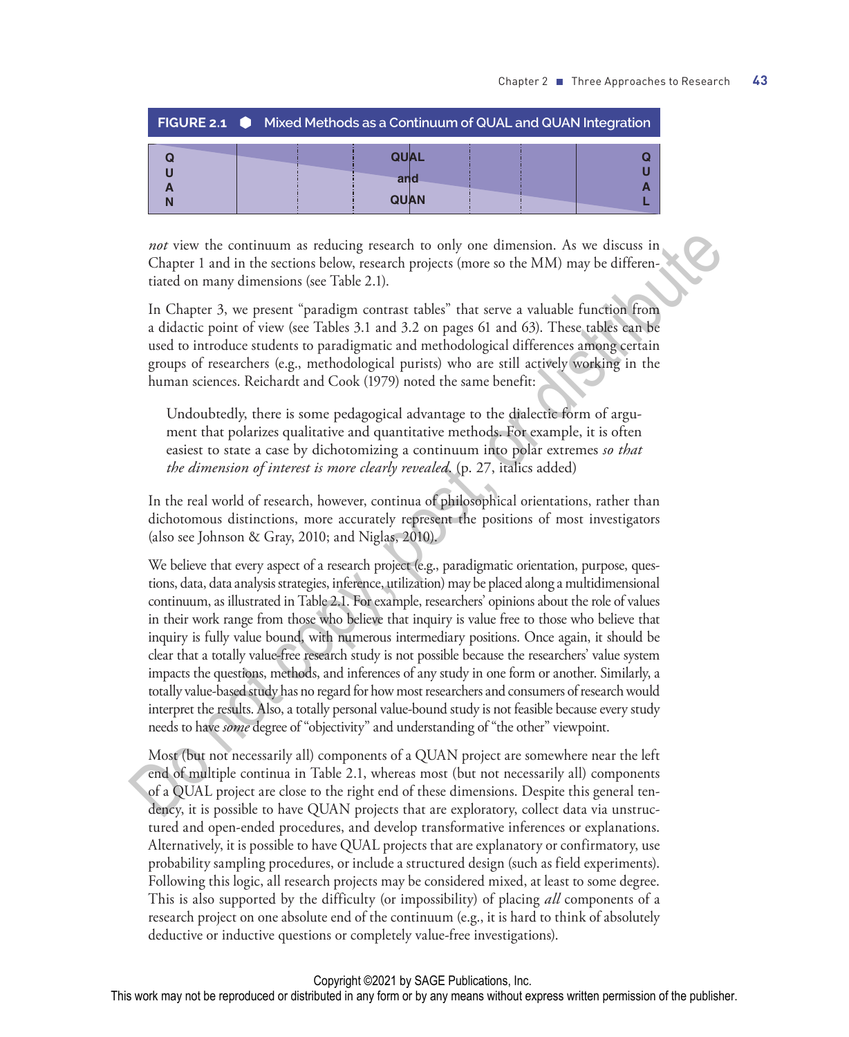**FIGURE 2.1 ● Mixed Methods as a Continuum of QUAL and QUAN Integration**

| QUAN | | | QUAL and QUAN | | | QUAL |
|---|---|---|---|---|---|---|

*not* view the continuum as reducing research to only one dimension. As we discuss in Chapter 1 and in the sections below, research projects (more so the MM) may be differentiated on many dimensions (see Table 2.1).

In Chapter 3, we present "paradigm contrast tables" that serve a valuable function from a didactic point of view (see Tables 3.1 and 3.2 on pages 61 and 63). These tables can be used to introduce students to paradigmatic and methodological differences among certain groups of researchers (e.g., methodological purists) who are still actively working in the human sciences. Reichardt and Cook (1979) noted the same benefit:

> Undoubtedly, there is some pedagogical advantage to the dialectic form of argument that polarizes qualitative and quantitative methods. For example, it is often easiest to state a case by dichotomizing a continuum into polar extremes *so that the dimension of interest is more clearly revealed*. (p. 27, italics added)

In the real world of research, however, continua of philosophical orientations, rather than dichotomous distinctions, more accurately represent the positions of most investigators (also see Johnson & Gray, 2010; and Niglas, 2010).

We believe that every aspect of a research project (e.g., paradigmatic orientation, purpose, questions, data, data analysis strategies, inference, utilization) may be placed along a multidimensional continuum, as illustrated in Table 2.1. For example, researchers' opinions about the role of values in their work range from those who believe that inquiry is value free to those who believe that inquiry is fully value bound, with numerous intermediary positions. Once again, it should be clear that a totally value-free research study is not possible because the researchers' value system impacts the questions, methods, and inferences of any study in one form or another. Similarly, a totally value-based study has no regard for how most researchers and consumers of research would interpret the results. Also, a totally personal value-bound study is not feasible because every study needs to have *some* degree of "objectivity" and understanding of "the other" viewpoint.

Most (but not necessarily all) components of a QUAN project are somewhere near the left end of multiple continua in Table 2.1, whereas most (but not necessarily all) components of a QUAL project are close to the right end of these dimensions. Despite this general tendency, it is possible to have QUAN projects that are exploratory, collect data via unstructured and open-ended procedures, and develop transformative inferences or explanations. Alternatively, it is possible to have QUAL projects that are explanatory or confirmatory, use probability sampling procedures, or include a structured design (such as field experiments). Following this logic, all research projects may be considered mixed, at least to some degree. This is also supported by the difficulty (or impossibility) of placing *all* components of a research project on one absolute end of the continuum (e.g., it is hard to think of absolutely deductive or inductive questions or completely value-free investigations).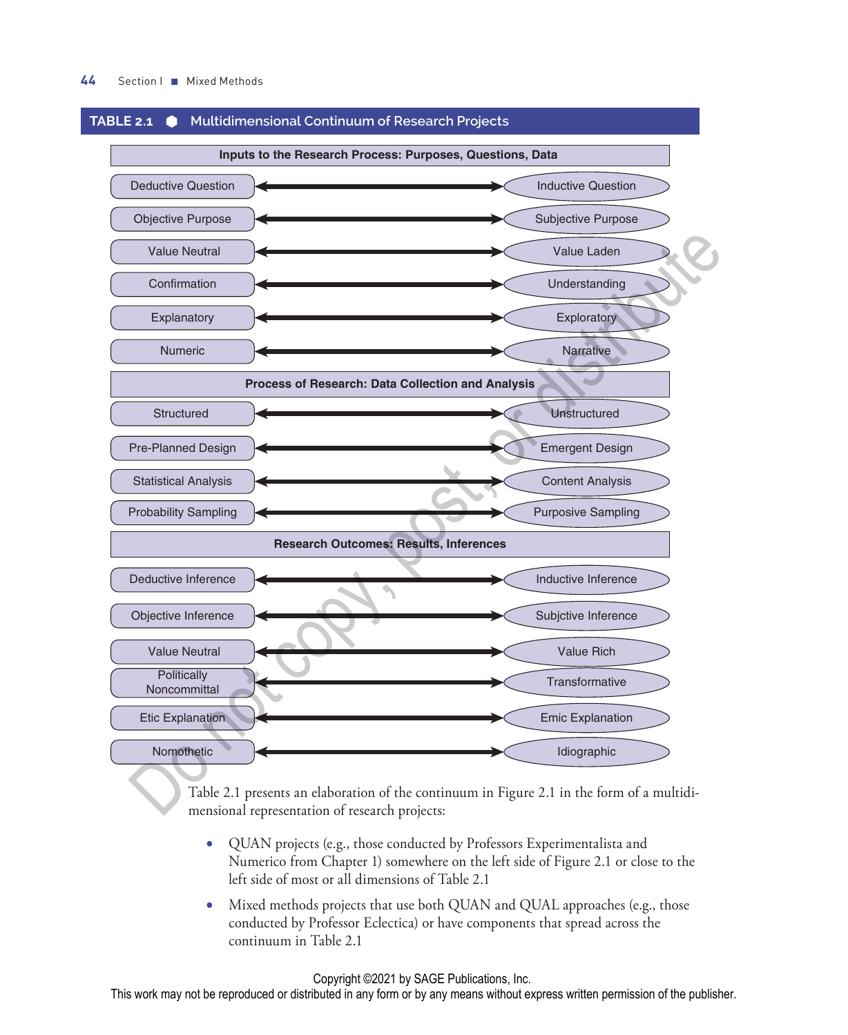**TABLE 2.1 ⬢ Multidimensional Continuum of Research Projects**

| | |
|---|---|
| **Inputs to the Research Process: Purposes, Questions, Data** | |
| Deductive Question | Inductive Question |
| Objective Purpose | Subjective Purpose |
| Value Neutral | Value Laden |
| Confirmation | Understanding |
| Explanatory | Exploratory |
| Numeric | Narrative |
| **Process of Research: Data Collection and Analysis** | |
| Structured | Unstructured |
| Pre-Planned Design | Emergent Design |
| Statistical Analysis | Content Analysis |
| Probability Sampling | Purposive Sampling |
| **Research Outcomes: Results, Inferences** | |
| Deductive Inference | Inductive Inference |
| Objective Inference | Subjctive Inference |
| Value Neutral | Value Rich |
| Politically Noncommittal | Transformative |
| Etic Explanation | Emic Explanation |
| Nomothetic | Idiographic |

Table 2.1 presents an elaboration of the continuum in Figure 2.1 in the form of a multidimensional representation of research projects:

- QUAN projects (e.g., those conducted by Professors Experimentalista and Numerico from Chapter 1) somewhere on the left side of Figure 2.1 or close to the left side of most or all dimensions of Table 2.1
- Mixed methods projects that use both QUAN and QUAL approaches (e.g., those conducted by Professor Eclectica) or have components that spread across the continuum in Table 2.1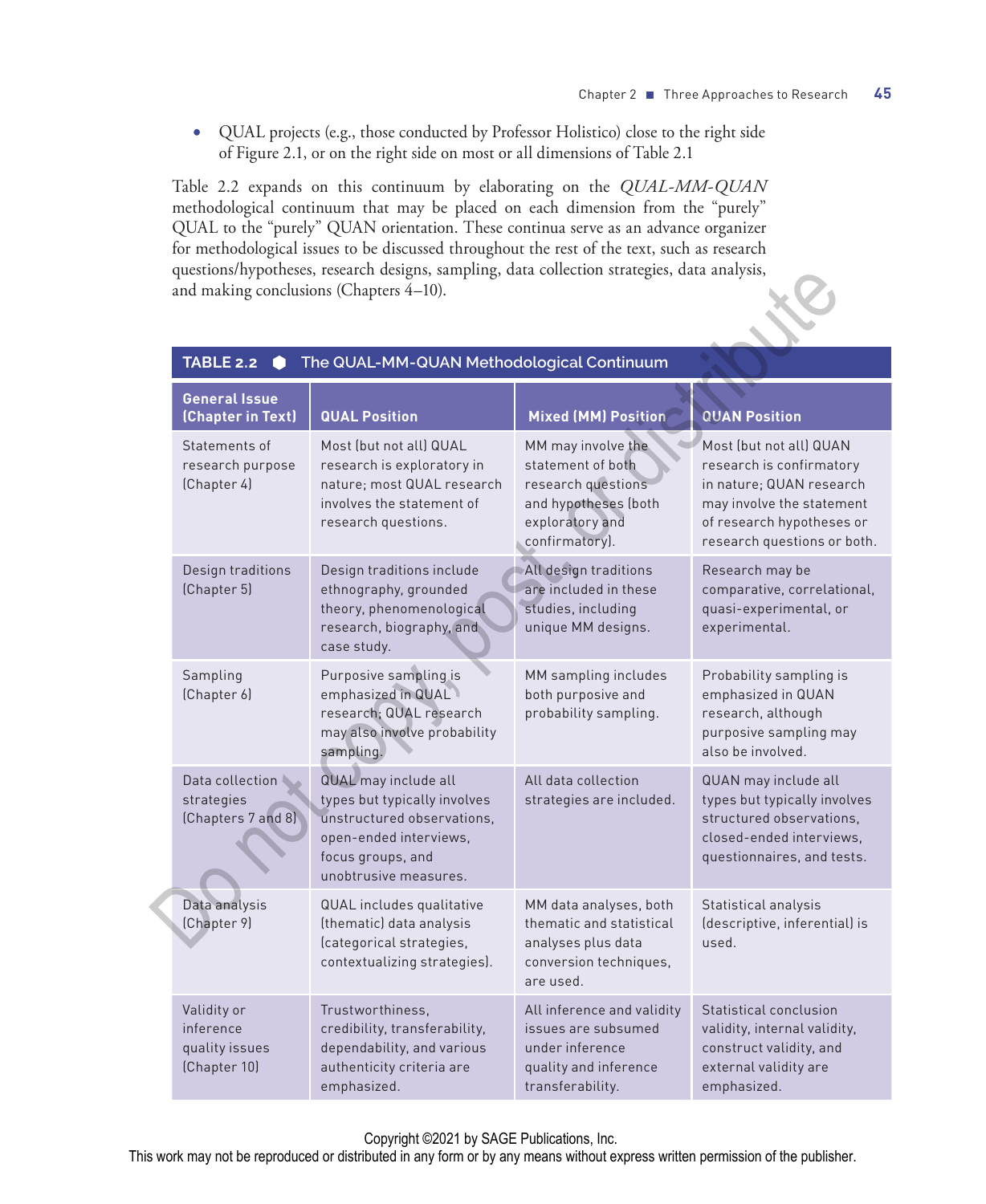- QUAL projects (e.g., those conducted by Professor Holistico) close to the right side of Figure 2.1, or on the right side on most or all dimensions of Table 2.1

Table 2.2 expands on this continuum by elaborating on the *QUAL-MM-QUAN* methodological continuum that may be placed on each dimension from the "purely" QUAL to the "purely" QUAN orientation. These continua serve as an advance organizer for methodological issues to be discussed throughout the rest of the text, such as research questions/hypotheses, research designs, sampling, data collection strategies, data analysis, and making conclusions (Chapters 4–10).

**TABLE 2.2 ● The QUAL-MM-QUAN Methodological Continuum**

| General Issue (Chapter in Text) | QUAL Position | Mixed (MM) Position | QUAN Position |
|---|---|---|---|
| Statements of research purpose (Chapter 4) | Most (but not all) QUAL research is exploratory in nature; most QUAL research involves the statement of research questions. | MM may involve the statement of both research questions and hypotheses (both exploratory and confirmatory). | Most (but not all) QUAN research is confirmatory in nature; QUAN research may involve the statement of research hypotheses or research questions or both. |
| Design traditions (Chapter 5) | Design traditions include ethnography, grounded theory, phenomenological research, biography, and case study. | All design traditions are included in these studies, including unique MM designs. | Research may be comparative, correlational, quasi-experimental, or experimental. |
| Sampling (Chapter 6) | Purposive sampling is emphasized in QUAL research; QUAL research may also involve probability sampling. | MM sampling includes both purposive and probability sampling. | Probability sampling is emphasized in QUAN research, although purposive sampling may also be involved. |
| Data collection strategies (Chapters 7 and 8) | QUAL may include all types but typically involves unstructured observations, open-ended interviews, focus groups, and unobtrusive measures. | All data collection strategies are included. | QUAN may include all types but typically involves structured observations, closed-ended interviews, questionnaires, and tests. |
| Data analysis (Chapter 9) | QUAL includes qualitative (thematic) data analysis (categorical strategies, contextualizing strategies). | MM data analyses, both thematic and statistical analyses plus data conversion techniques, are used. | Statistical analysis (descriptive, inferential) is used. |
| Validity or inference quality issues (Chapter 10) | Trustworthiness, credibility, transferability, dependability, and various authenticity criteria are emphasized. | All inference and validity issues are subsumed under inference quality and inference transferability. | Statistical conclusion validity, internal validity, construct validity, and external validity are emphasized. |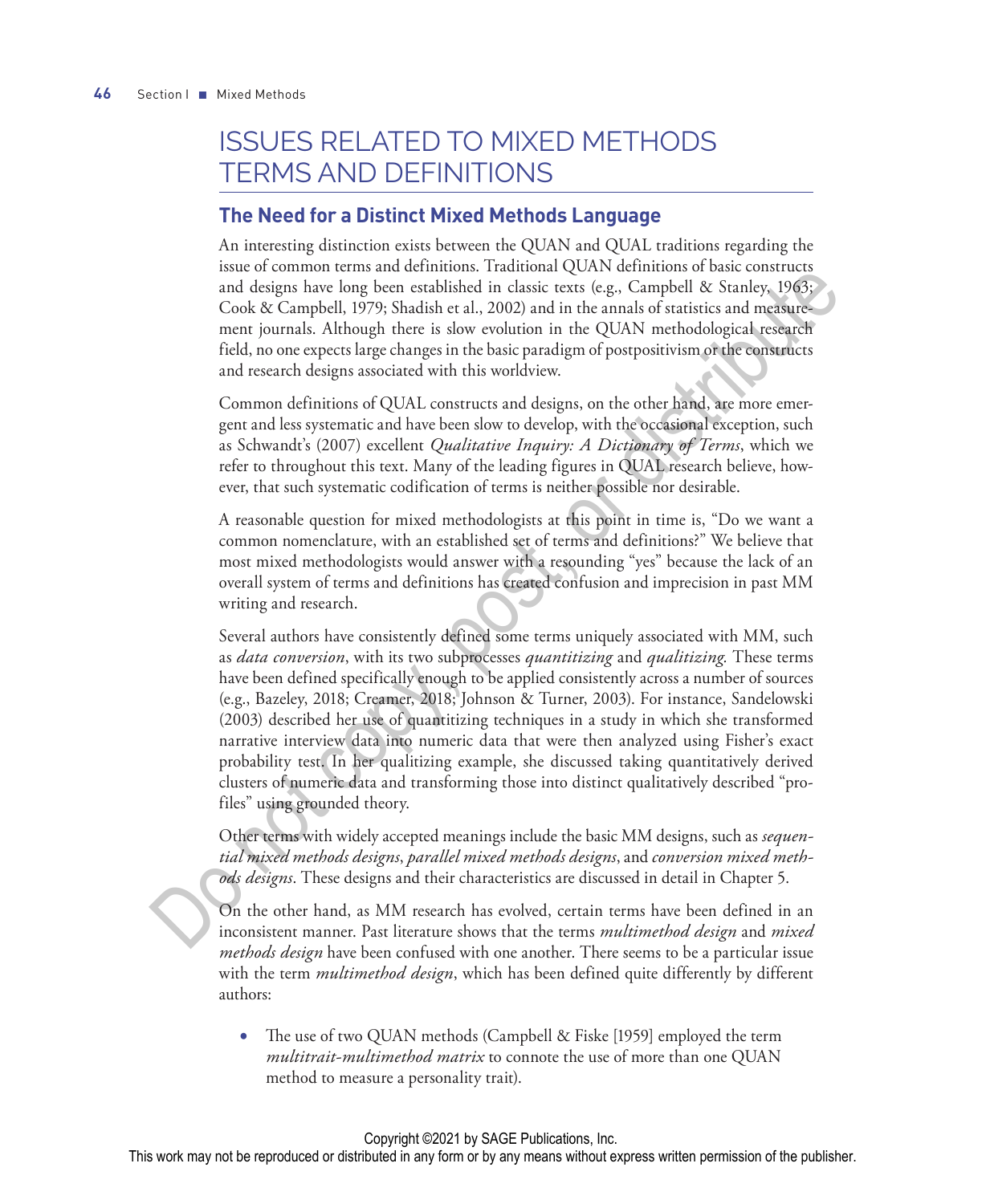# ISSUES RELATED TO MIXED METHODS TERMS AND DEFINITIONS

## The Need for a Distinct Mixed Methods Language

An interesting distinction exists between the QUAN and QUAL traditions regarding the issue of common terms and definitions. Traditional QUAN definitions of basic constructs and designs have long been established in classic texts (e.g., Campbell & Stanley, 1963; Cook & Campbell, 1979; Shadish et al., 2002) and in the annals of statistics and measurement journals. Although there is slow evolution in the QUAN methodological research field, no one expects large changes in the basic paradigm of postpositivism or the constructs and research designs associated with this worldview.

Common definitions of QUAL constructs and designs, on the other hand, are more emergent and less systematic and have been slow to develop, with the occasional exception, such as Schwandt's (2007) excellent *Qualitative Inquiry: A Dictionary of Terms*, which we refer to throughout this text. Many of the leading figures in QUAL research believe, however, that such systematic codification of terms is neither possible nor desirable.

A reasonable question for mixed methodologists at this point in time is, "Do we want a common nomenclature, with an established set of terms and definitions?" We believe that most mixed methodologists would answer with a resounding "yes" because the lack of an overall system of terms and definitions has created confusion and imprecision in past MM writing and research.

Several authors have consistently defined some terms uniquely associated with MM, such as *data conversion*, with its two subprocesses *quantitizing* and *qualitizing.* These terms have been defined specifically enough to be applied consistently across a number of sources (e.g., Bazeley, 2018; Creamer, 2018; Johnson & Turner, 2003). For instance, Sandelowski (2003) described her use of quantitizing techniques in a study in which she transformed narrative interview data into numeric data that were then analyzed using Fisher's exact probability test. In her qualitizing example, she discussed taking quantitatively derived clusters of numeric data and transforming those into distinct qualitatively described "profiles" using grounded theory.

Other terms with widely accepted meanings include the basic MM designs, such as *sequential mixed methods designs*, *parallel mixed methods designs*, and *conversion mixed methods designs*. These designs and their characteristics are discussed in detail in Chapter 5.

On the other hand, as MM research has evolved, certain terms have been defined in an inconsistent manner. Past literature shows that the terms *multimethod design* and *mixed methods design* have been confused with one another. There seems to be a particular issue with the term *multimethod design*, which has been defined quite differently by different authors:

- The use of two QUAN methods (Campbell & Fiske [1959] employed the term *multitrait-multimethod matrix* to connote the use of more than one QUAN method to measure a personality trait).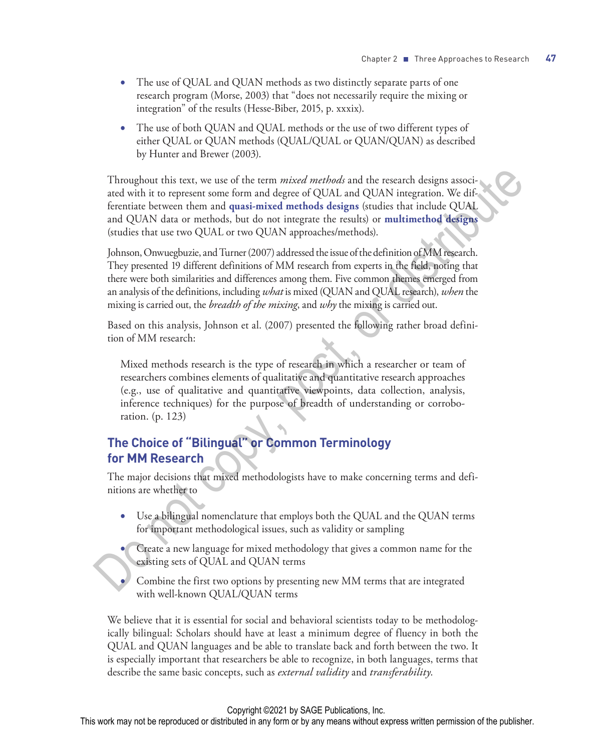- The use of QUAL and QUAN methods as two distinctly separate parts of one research program (Morse, 2003) that "does not necessarily require the mixing or integration" of the results (Hesse-Biber, 2015, p. xxxix).
- The use of both QUAN and QUAL methods or the use of two different types of either QUAL or QUAN methods (QUAL/QUAL or QUAN/QUAN) as described by Hunter and Brewer (2003).

Throughout this text, we use of the term *mixed methods* and the research designs associated with it to represent some form and degree of QUAL and QUAN integration. We differentiate between them and **quasi-mixed methods designs** (studies that include QUAL and QUAN data or methods, but do not integrate the results) or **multimethod designs** (studies that use two QUAL or two QUAN approaches/methods).

Johnson, Onwuegbuzie, and Turner (2007) addressed the issue of the definition of MM research. They presented 19 different definitions of MM research from experts in the field, noting that there were both similarities and differences among them. Five common themes emerged from an analysis of the definitions, including *what* is mixed (QUAN and QUAL research), *when* the mixing is carried out, the *breadth of the mixing*, and *why* the mixing is carried out.

Based on this analysis, Johnson et al. (2007) presented the following rather broad definition of MM research:

> Mixed methods research is the type of research in which a researcher or team of researchers combines elements of qualitative and quantitative research approaches (e.g., use of qualitative and quantitative viewpoints, data collection, analysis, inference techniques) for the purpose of breadth of understanding or corroboration. (p. 123)

## The Choice of "Bilingual" or Common Terminology for MM Research

The major decisions that mixed methodologists have to make concerning terms and definitions are whether to

- Use a bilingual nomenclature that employs both the QUAL and the QUAN terms for important methodological issues, such as validity or sampling
- Create a new language for mixed methodology that gives a common name for the existing sets of QUAL and QUAN terms
- Combine the first two options by presenting new MM terms that are integrated with well-known QUAL/QUAN terms

We believe that it is essential for social and behavioral scientists today to be methodologically bilingual: Scholars should have at least a minimum degree of fluency in both the QUAL and QUAN languages and be able to translate back and forth between the two. It is especially important that researchers be able to recognize, in both languages, terms that describe the same basic concepts, such as *external validity* and *transferability*.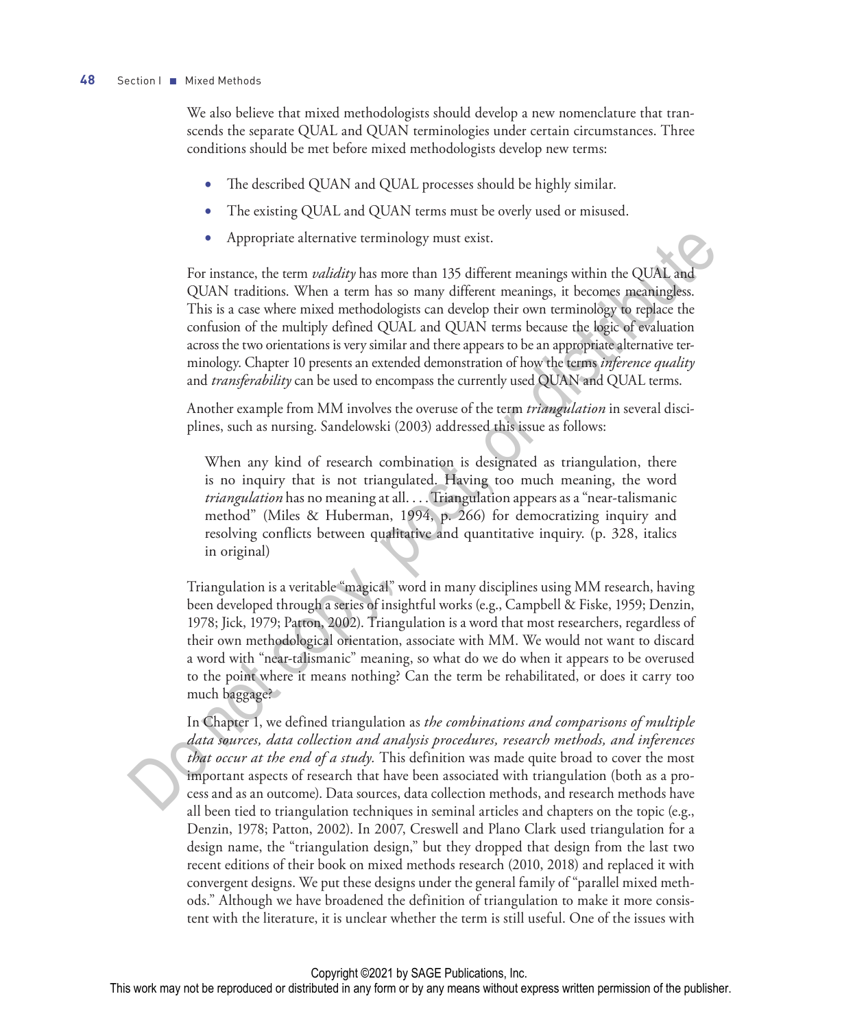We also believe that mixed methodologists should develop a new nomenclature that transcends the separate QUAL and QUAN terminologies under certain circumstances. Three conditions should be met before mixed methodologists develop new terms:

- The described QUAN and QUAL processes should be highly similar.
- The existing QUAL and QUAN terms must be overly used or misused.
- Appropriate alternative terminology must exist.

For instance, the term *validity* has more than 135 different meanings within the QUAL and QUAN traditions. When a term has so many different meanings, it becomes meaningless. This is a case where mixed methodologists can develop their own terminology to replace the confusion of the multiply defined QUAL and QUAN terms because the logic of evaluation across the two orientations is very similar and there appears to be an appropriate alternative terminology. Chapter 10 presents an extended demonstration of how the terms *inference quality* and *transferability* can be used to encompass the currently used QUAN and QUAL terms.

Another example from MM involves the overuse of the term *triangulation* in several disciplines, such as nursing. Sandelowski (2003) addressed this issue as follows:

> When any kind of research combination is designated as triangulation, there is no inquiry that is not triangulated. Having too much meaning, the word *triangulation* has no meaning at all. . . . Triangulation appears as a "near-talismanic method" (Miles & Huberman, 1994, p. 266) for democratizing inquiry and resolving conflicts between qualitative and quantitative inquiry. (p. 328, italics in original)

Triangulation is a veritable "magical" word in many disciplines using MM research, having been developed through a series of insightful works (e.g., Campbell & Fiske, 1959; Denzin, 1978; Jick, 1979; Patton, 2002). Triangulation is a word that most researchers, regardless of their own methodological orientation, associate with MM. We would not want to discard a word with "near-talismanic" meaning, so what do we do when it appears to be overused to the point where it means nothing? Can the term be rehabilitated, or does it carry too much baggage?

In Chapter 1, we defined triangulation as *the combinations and comparisons of multiple data sources, data collection and analysis procedures, research methods, and inferences that occur at the end of a study.* This definition was made quite broad to cover the most important aspects of research that have been associated with triangulation (both as a process and as an outcome). Data sources, data collection methods, and research methods have all been tied to triangulation techniques in seminal articles and chapters on the topic (e.g., Denzin, 1978; Patton, 2002). In 2007, Creswell and Plano Clark used triangulation for a design name, the "triangulation design," but they dropped that design from the last two recent editions of their book on mixed methods research (2010, 2018) and replaced it with convergent designs. We put these designs under the general family of "parallel mixed methods." Although we have broadened the definition of triangulation to make it more consistent with the literature, it is unclear whether the term is still useful. One of the issues with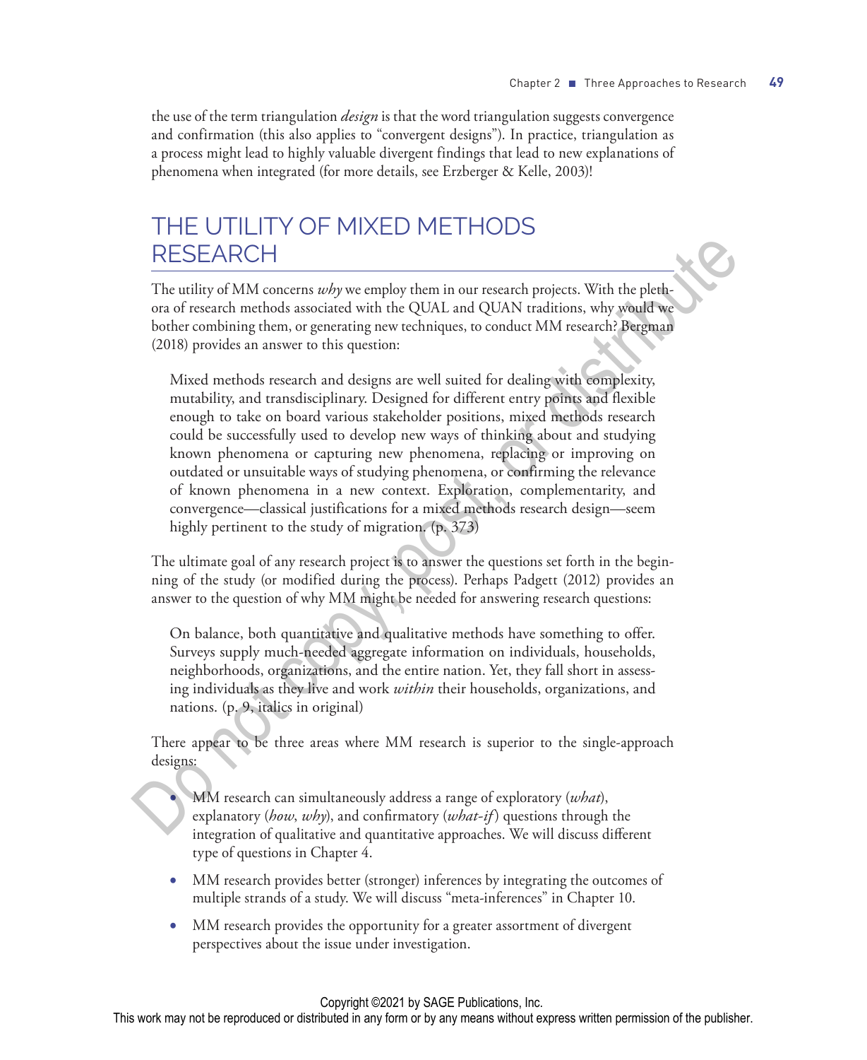the use of the term triangulation *design* is that the word triangulation suggests convergence and confirmation (this also applies to "convergent designs"). In practice, triangulation as a process might lead to highly valuable divergent findings that lead to new explanations of phenomena when integrated (for more details, see Erzberger & Kelle, 2003)!

## THE UTILITY OF MIXED METHODS RESEARCH

The utility of MM concerns *why* we employ them in our research projects. With the plethora of research methods associated with the QUAL and QUAN traditions, why would we bother combining them, or generating new techniques, to conduct MM research? Bergman (2018) provides an answer to this question:

> Mixed methods research and designs are well suited for dealing with complexity, mutability, and transdisciplinary. Designed for different entry points and flexible enough to take on board various stakeholder positions, mixed methods research could be successfully used to develop new ways of thinking about and studying known phenomena or capturing new phenomena, replacing or improving on outdated or unsuitable ways of studying phenomena, or confirming the relevance of known phenomena in a new context. Exploration, complementarity, and convergence—classical justifications for a mixed methods research design—seem highly pertinent to the study of migration. (p. 373)

The ultimate goal of any research project is to answer the questions set forth in the beginning of the study (or modified during the process). Perhaps Padgett (2012) provides an answer to the question of why MM might be needed for answering research questions:

> On balance, both quantitative and qualitative methods have something to offer. Surveys supply much-needed aggregate information on individuals, households, neighborhoods, organizations, and the entire nation. Yet, they fall short in assessing individuals as they live and work *within* their households, organizations, and nations. (p. 9, italics in original)

There appear to be three areas where MM research is superior to the single-approach designs:

- MM research can simultaneously address a range of exploratory (*what*), explanatory (*how*, *why*), and confirmatory (*what-if*) questions through the integration of qualitative and quantitative approaches. We will discuss different type of questions in Chapter 4.
- MM research provides better (stronger) inferences by integrating the outcomes of multiple strands of a study. We will discuss "meta-inferences" in Chapter 10.
- MM research provides the opportunity for a greater assortment of divergent perspectives about the issue under investigation.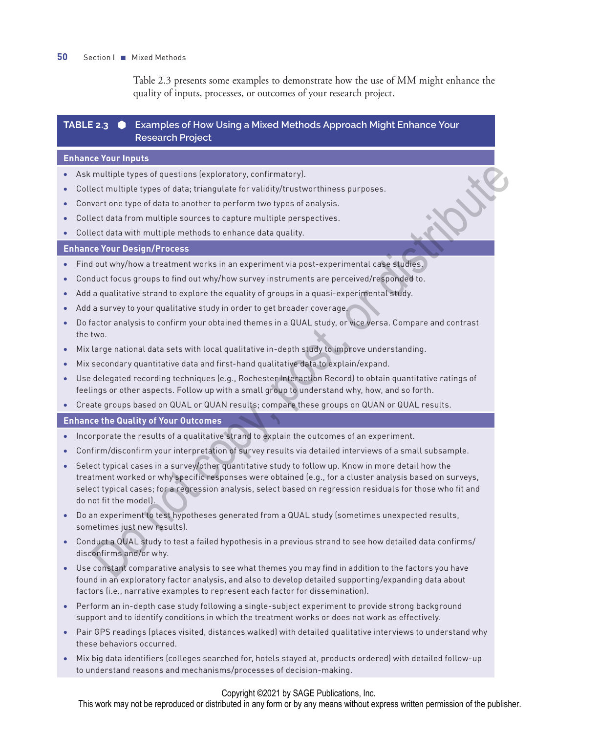Table 2.3 presents some examples to demonstrate how the use of MM might enhance the quality of inputs, processes, or outcomes of your research project.

**TABLE 2.3 ● Examples of How Using a Mixed Methods Approach Might Enhance Your Research Project**

**Enhance Your Inputs**

- Ask multiple types of questions (exploratory, confirmatory).
- Collect multiple types of data; triangulate for validity/trustworthiness purposes.
- Convert one type of data to another to perform two types of analysis.
- Collect data from multiple sources to capture multiple perspectives.
- Collect data with multiple methods to enhance data quality.

**Enhance Your Design/Process**

- Find out why/how a treatment works in an experiment via post-experimental case studies.
- Conduct focus groups to find out why/how survey instruments are perceived/responded to.
- Add a qualitative strand to explore the equality of groups in a quasi-experimental study.
- Add a survey to your qualitative study in order to get broader coverage.
- Do factor analysis to confirm your obtained themes in a QUAL study, or vice versa. Compare and contrast the two.
- Mix large national data sets with local qualitative in-depth study to improve understanding.
- Mix secondary quantitative data and first-hand qualitative data to explain/expand.
- Use delegated recording techniques (e.g., Rochester Interaction Record) to obtain quantitative ratings of feelings or other aspects. Follow up with a small group to understand why, how, and so forth.
- Create groups based on QUAL or QUAN results; compare these groups on QUAN or QUAL results.

**Enhance the Quality of Your Outcomes**

- Incorporate the results of a qualitative strand to explain the outcomes of an experiment.
- Confirm/disconfirm your interpretation of survey results via detailed interviews of a small subsample.
- Select typical cases in a survey/other quantitative study to follow up. Know in more detail how the treatment worked or why specific responses were obtained (e.g., for a cluster analysis based on surveys, select typical cases; for a regression analysis, select based on regression residuals for those who fit and do not fit the model).
- Do an experiment to test hypotheses generated from a QUAL study (sometimes unexpected results, sometimes just new results).
- Conduct a QUAL study to test a failed hypothesis in a previous strand to see how detailed data confirms/disconfirms and/or why.
- Use constant comparative analysis to see what themes you may find in addition to the factors you have found in an exploratory factor analysis, and also to develop detailed supporting/expanding data about factors (i.e., narrative examples to represent each factor for dissemination).
- Perform an in-depth case study following a single-subject experiment to provide strong background support and to identify conditions in which the treatment works or does not work as effectively.
- Pair GPS readings (places visited, distances walked) with detailed qualitative interviews to understand why these behaviors occurred.
- Mix big data identifiers (colleges searched for, hotels stayed at, products ordered) with detailed follow-up to understand reasons and mechanisms/processes of decision-making.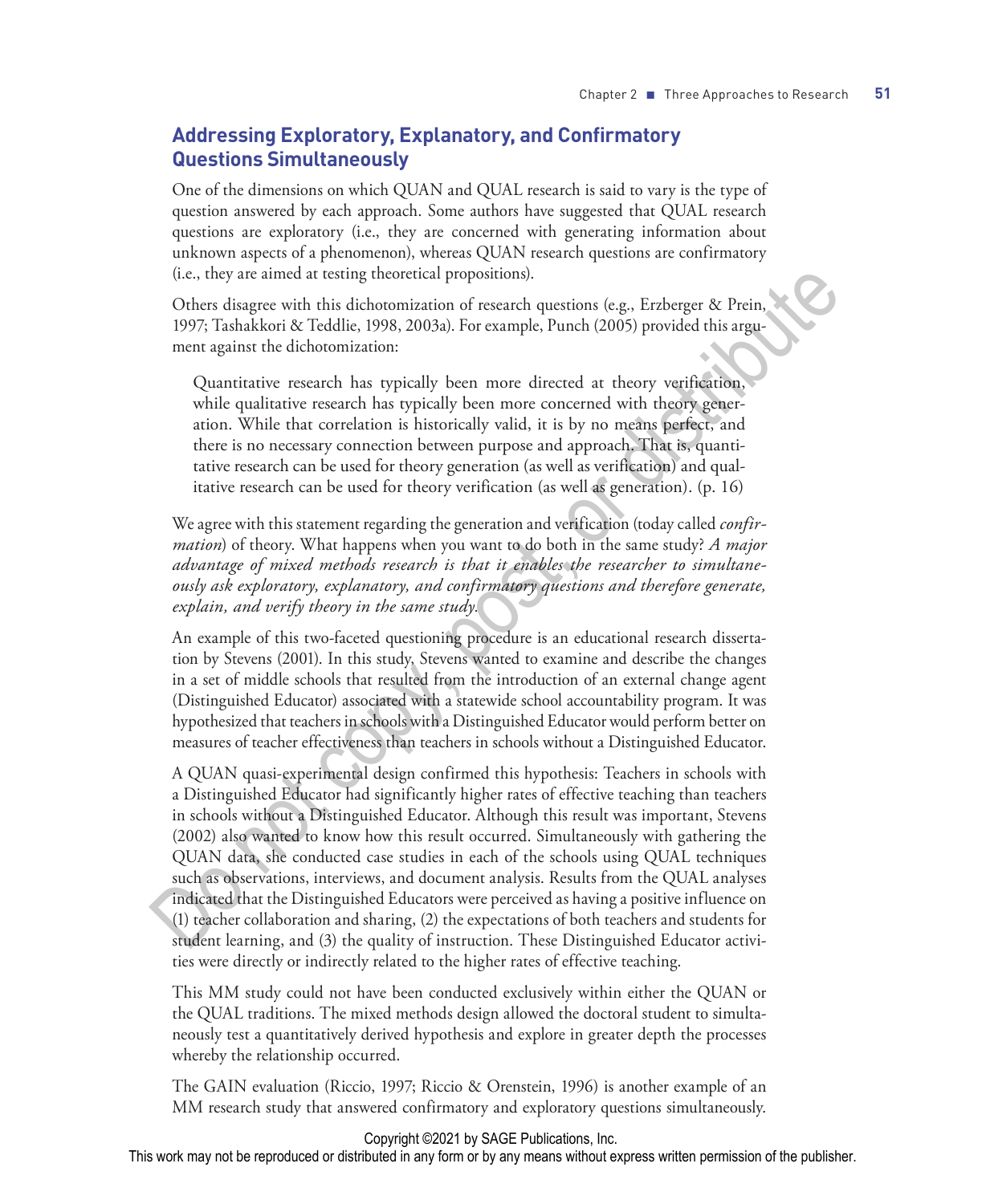## Addressing Exploratory, Explanatory, and Confirmatory Questions Simultaneously

One of the dimensions on which QUAN and QUAL research is said to vary is the type of question answered by each approach. Some authors have suggested that QUAL research questions are exploratory (i.e., they are concerned with generating information about unknown aspects of a phenomenon), whereas QUAN research questions are confirmatory (i.e., they are aimed at testing theoretical propositions).

Others disagree with this dichotomization of research questions (e.g., Erzberger & Prein, 1997; Tashakkori & Teddlie, 1998, 2003a). For example, Punch (2005) provided this argument against the dichotomization:

> Quantitative research has typically been more directed at theory verification, while qualitative research has typically been more concerned with theory generation. While that correlation is historically valid, it is by no means perfect, and there is no necessary connection between purpose and approach. That is, quantitative research can be used for theory generation (as well as verification) and qualitative research can be used for theory verification (as well as generation). (p. 16)

We agree with this statement regarding the generation and verification (today called *confirmation*) of theory. What happens when you want to do both in the same study? *A major advantage of mixed methods research is that it enables the researcher to simultaneously ask exploratory, explanatory, and confirmatory questions and therefore generate, explain, and verify theory in the same study.*

An example of this two-faceted questioning procedure is an educational research dissertation by Stevens (2001). In this study, Stevens wanted to examine and describe the changes in a set of middle schools that resulted from the introduction of an external change agent (Distinguished Educator) associated with a statewide school accountability program. It was hypothesized that teachers in schools with a Distinguished Educator would perform better on measures of teacher effectiveness than teachers in schools without a Distinguished Educator.

A QUAN quasi-experimental design confirmed this hypothesis: Teachers in schools with a Distinguished Educator had significantly higher rates of effective teaching than teachers in schools without a Distinguished Educator. Although this result was important, Stevens (2002) also wanted to know how this result occurred. Simultaneously with gathering the QUAN data, she conducted case studies in each of the schools using QUAL techniques such as observations, interviews, and document analysis. Results from the QUAL analyses indicated that the Distinguished Educators were perceived as having a positive influence on (1) teacher collaboration and sharing, (2) the expectations of both teachers and students for student learning, and (3) the quality of instruction. These Distinguished Educator activities were directly or indirectly related to the higher rates of effective teaching.

This MM study could not have been conducted exclusively within either the QUAN or the QUAL traditions. The mixed methods design allowed the doctoral student to simultaneously test a quantitatively derived hypothesis and explore in greater depth the processes whereby the relationship occurred.

The GAIN evaluation (Riccio, 1997; Riccio & Orenstein, 1996) is another example of an MM research study that answered confirmatory and exploratory questions simultaneously.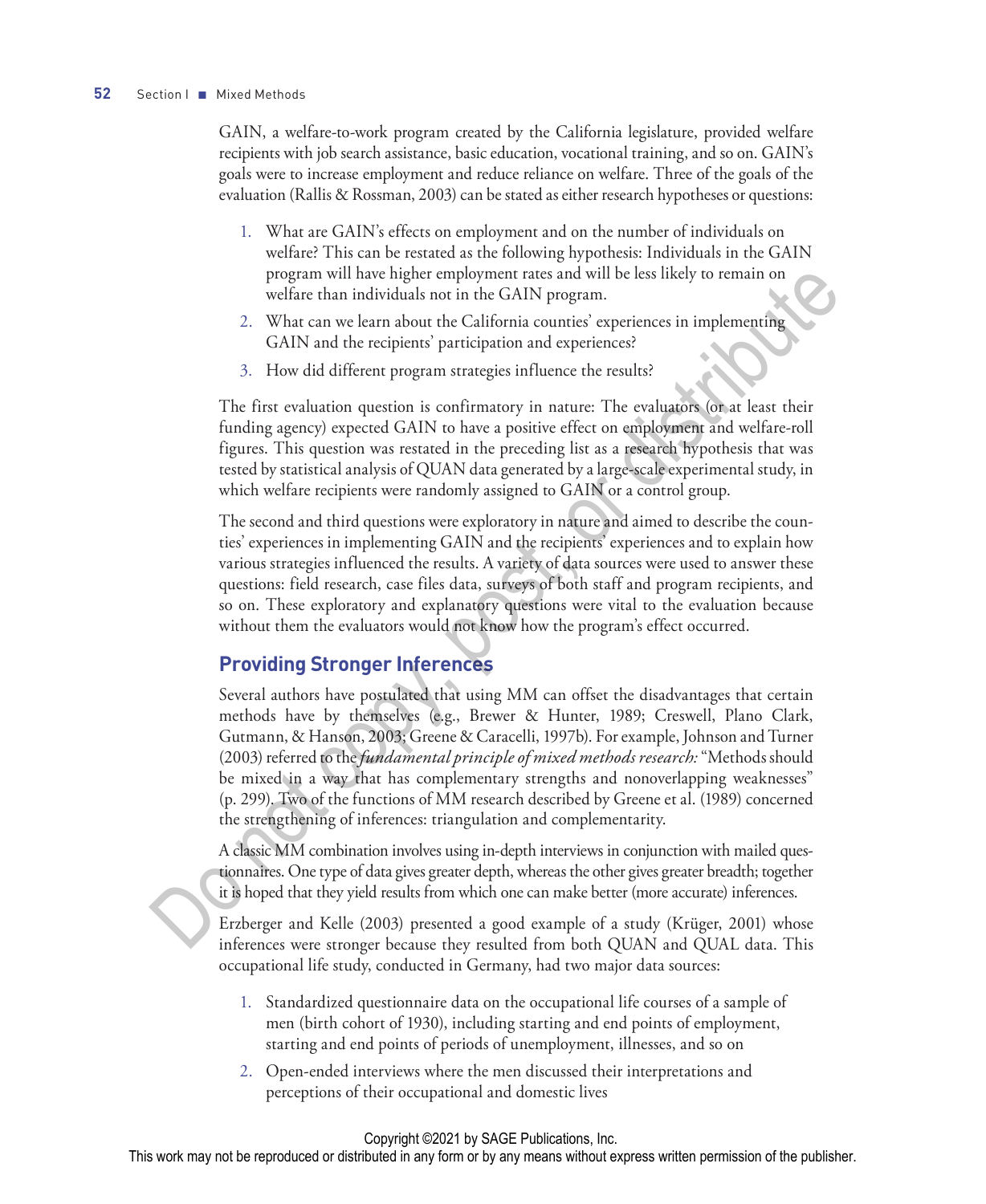GAIN, a welfare-to-work program created by the California legislature, provided welfare recipients with job search assistance, basic education, vocational training, and so on. GAIN's goals were to increase employment and reduce reliance on welfare. Three of the goals of the evaluation (Rallis & Rossman, 2003) can be stated as either research hypotheses or questions:

1. What are GAIN's effects on employment and on the number of individuals on welfare? This can be restated as the following hypothesis: Individuals in the GAIN program will have higher employment rates and will be less likely to remain on welfare than individuals not in the GAIN program.
2. What can we learn about the California counties' experiences in implementing GAIN and the recipients' participation and experiences?
3. How did different program strategies influence the results?

The first evaluation question is confirmatory in nature: The evaluators (or at least their funding agency) expected GAIN to have a positive effect on employment and welfare-roll figures. This question was restated in the preceding list as a research hypothesis that was tested by statistical analysis of QUAN data generated by a large-scale experimental study, in which welfare recipients were randomly assigned to GAIN or a control group.

The second and third questions were exploratory in nature and aimed to describe the counties' experiences in implementing GAIN and the recipients' experiences and to explain how various strategies influenced the results. A variety of data sources were used to answer these questions: field research, case files data, surveys of both staff and program recipients, and so on. These exploratory and explanatory questions were vital to the evaluation because without them the evaluators would not know how the program's effect occurred.

## Providing Stronger Inferences

Several authors have postulated that using MM can offset the disadvantages that certain methods have by themselves (e.g., Brewer & Hunter, 1989; Creswell, Plano Clark, Gutmann, & Hanson, 2003; Greene & Caracelli, 1997b). For example, Johnson and Turner (2003) referred to the *fundamental principle of mixed methods research:* "Methods should be mixed in a way that has complementary strengths and nonoverlapping weaknesses" (p. 299). Two of the functions of MM research described by Greene et al. (1989) concerned the strengthening of inferences: triangulation and complementarity.

A classic MM combination involves using in-depth interviews in conjunction with mailed questionnaires. One type of data gives greater depth, whereas the other gives greater breadth; together it is hoped that they yield results from which one can make better (more accurate) inferences.

Erzberger and Kelle (2003) presented a good example of a study (Krüger, 2001) whose inferences were stronger because they resulted from both QUAN and QUAL data. This occupational life study, conducted in Germany, had two major data sources:

1. Standardized questionnaire data on the occupational life courses of a sample of men (birth cohort of 1930), including starting and end points of employment, starting and end points of periods of unemployment, illnesses, and so on
2. Open-ended interviews where the men discussed their interpretations and perceptions of their occupational and domestic lives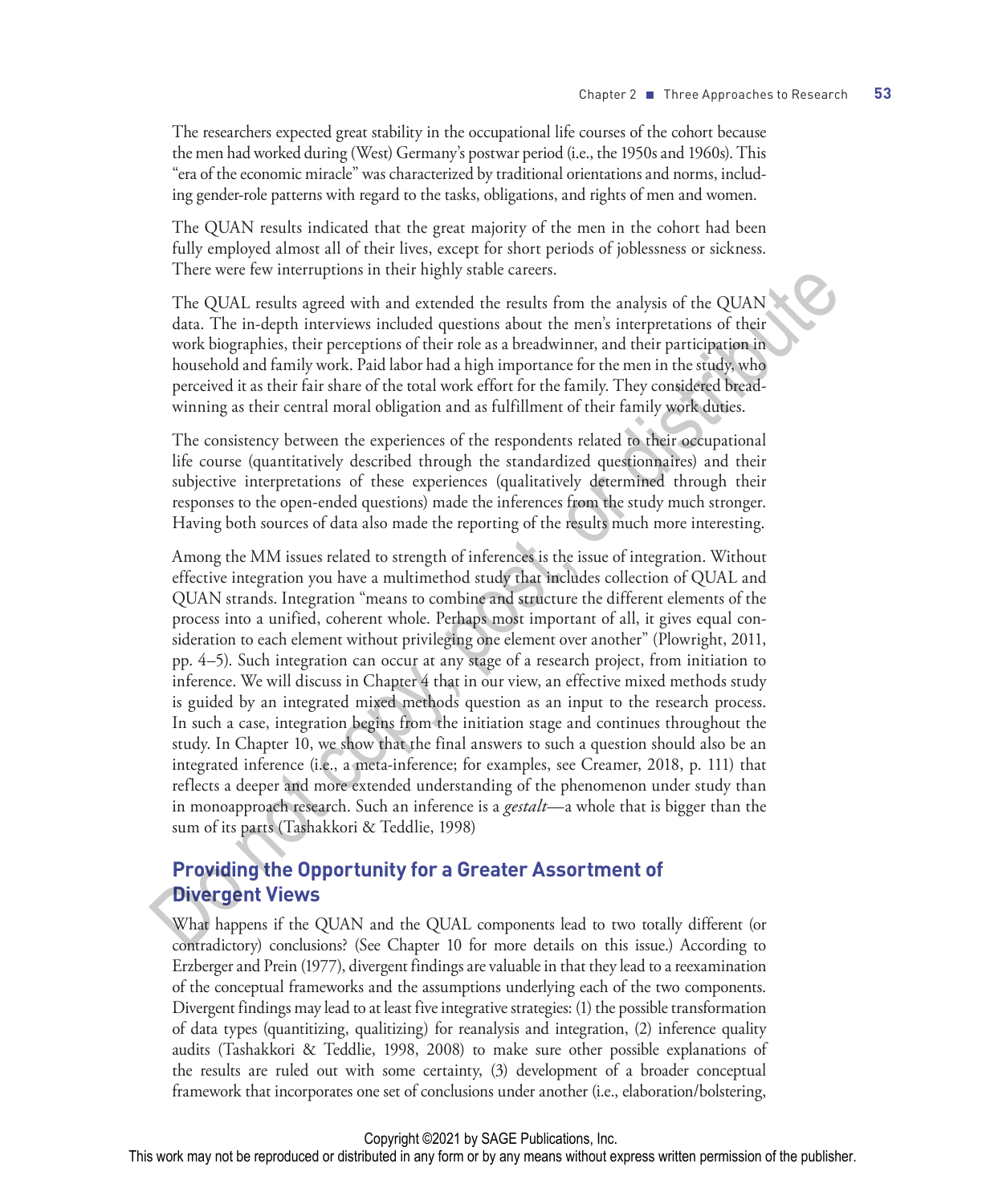The researchers expected great stability in the occupational life courses of the cohort because the men had worked during (West) Germany's postwar period (i.e., the 1950s and 1960s). This "era of the economic miracle" was characterized by traditional orientations and norms, including gender-role patterns with regard to the tasks, obligations, and rights of men and women.

The QUAN results indicated that the great majority of the men in the cohort had been fully employed almost all of their lives, except for short periods of joblessness or sickness. There were few interruptions in their highly stable careers.

The QUAL results agreed with and extended the results from the analysis of the QUAN data. The in-depth interviews included questions about the men's interpretations of their work biographies, their perceptions of their role as a breadwinner, and their participation in household and family work. Paid labor had a high importance for the men in the study, who perceived it as their fair share of the total work effort for the family. They considered breadwinning as their central moral obligation and as fulfillment of their family work duties.

The consistency between the experiences of the respondents related to their occupational life course (quantitatively described through the standardized questionnaires) and their subjective interpretations of these experiences (qualitatively determined through their responses to the open-ended questions) made the inferences from the study much stronger. Having both sources of data also made the reporting of the results much more interesting.

Among the MM issues related to strength of inferences is the issue of integration. Without effective integration you have a multimethod study that includes collection of QUAL and QUAN strands. Integration "means to combine and structure the different elements of the process into a unified, coherent whole. Perhaps most important of all, it gives equal consideration to each element without privileging one element over another" (Plowright, 2011, pp. 4–5). Such integration can occur at any stage of a research project, from initiation to inference. We will discuss in Chapter 4 that in our view, an effective mixed methods study is guided by an integrated mixed methods question as an input to the research process. In such a case, integration begins from the initiation stage and continues throughout the study. In Chapter 10, we show that the final answers to such a question should also be an integrated inference (i.e., a meta-inference; for examples, see Creamer, 2018, p. 111) that reflects a deeper and more extended understanding of the phenomenon under study than in monoapproach research. Such an inference is a *gestalt*—a whole that is bigger than the sum of its parts (Tashakkori & Teddlie, 1998)

## Providing the Opportunity for a Greater Assortment of Divergent Views

What happens if the QUAN and the QUAL components lead to two totally different (or contradictory) conclusions? (See Chapter 10 for more details on this issue.) According to Erzberger and Prein (1977), divergent findings are valuable in that they lead to a reexamination of the conceptual frameworks and the assumptions underlying each of the two components. Divergent findings may lead to at least five integrative strategies: (1) the possible transformation of data types (quantitizing, qualitizing) for reanalysis and integration, (2) inference quality audits (Tashakkori & Teddlie, 1998, 2008) to make sure other possible explanations of the results are ruled out with some certainty, (3) development of a broader conceptual framework that incorporates one set of conclusions under another (i.e., elaboration/bolstering,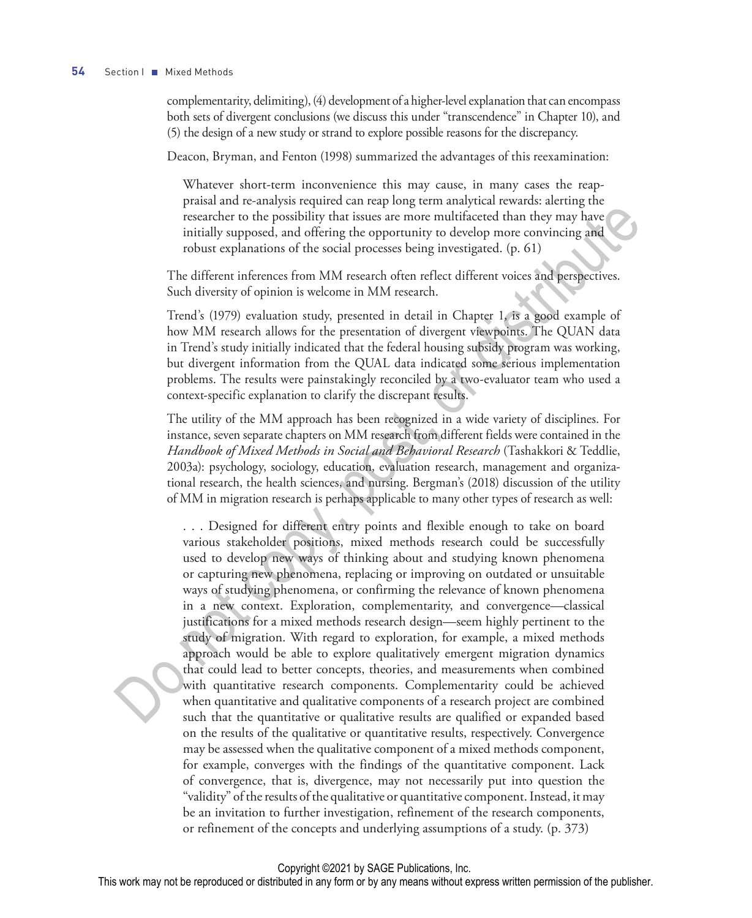complementarity, delimiting), (4) development of a higher-level explanation that can encompass both sets of divergent conclusions (we discuss this under "transcendence" in Chapter 10), and (5) the design of a new study or strand to explore possible reasons for the discrepancy.

Deacon, Bryman, and Fenton (1998) summarized the advantages of this reexamination:

> Whatever short-term inconvenience this may cause, in many cases the reappraisal and re-analysis required can reap long term analytical rewards: alerting the researcher to the possibility that issues are more multifaceted than they may have initially supposed, and offering the opportunity to develop more convincing and robust explanations of the social processes being investigated. (p. 61)

The different inferences from MM research often reflect different voices and perspectives. Such diversity of opinion is welcome in MM research.

Trend's (1979) evaluation study, presented in detail in Chapter 1, is a good example of how MM research allows for the presentation of divergent viewpoints. The QUAN data in Trend's study initially indicated that the federal housing subsidy program was working, but divergent information from the QUAL data indicated some serious implementation problems. The results were painstakingly reconciled by a two-evaluator team who used a context-specific explanation to clarify the discrepant results.

The utility of the MM approach has been recognized in a wide variety of disciplines. For instance, seven separate chapters on MM research from different fields were contained in the *Handbook of Mixed Methods in Social and Behavioral Research* (Tashakkori & Teddlie, 2003a): psychology, sociology, education, evaluation research, management and organizational research, the health sciences, and nursing. Bergman's (2018) discussion of the utility of MM in migration research is perhaps applicable to many other types of research as well:

> . . . Designed for different entry points and flexible enough to take on board various stakeholder positions, mixed methods research could be successfully used to develop new ways of thinking about and studying known phenomena or capturing new phenomena, replacing or improving on outdated or unsuitable ways of studying phenomena, or confirming the relevance of known phenomena in a new context. Exploration, complementarity, and convergence—classical justifications for a mixed methods research design—seem highly pertinent to the study of migration. With regard to exploration, for example, a mixed methods approach would be able to explore qualitatively emergent migration dynamics that could lead to better concepts, theories, and measurements when combined with quantitative research components. Complementarity could be achieved when quantitative and qualitative components of a research project are combined such that the quantitative or qualitative results are qualified or expanded based on the results of the qualitative or quantitative results, respectively. Convergence may be assessed when the qualitative component of a mixed methods component, for example, converges with the findings of the quantitative component. Lack of convergence, that is, divergence, may not necessarily put into question the "validity" of the results of the qualitative or quantitative component. Instead, it may be an invitation to further investigation, refinement of the research components, or refinement of the concepts and underlying assumptions of a study. (p. 373)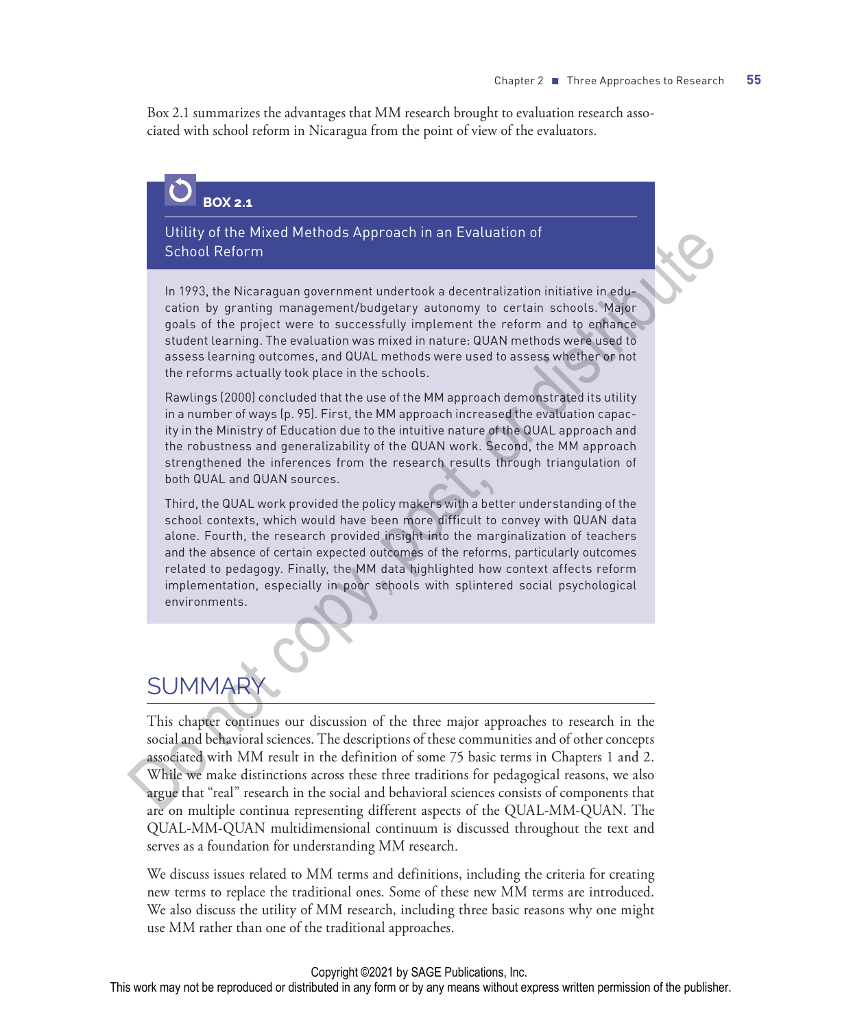Box 2.1 summarizes the advantages that MM research brought to evaluation research associated with school reform in Nicaragua from the point of view of the evaluators.

> **BOX 2.1**
>
> **Utility of the Mixed Methods Approach in an Evaluation of School Reform**
>
> In 1993, the Nicaraguan government undertook a decentralization initiative in education by granting management/budgetary autonomy to certain schools. Major goals of the project were to successfully implement the reform and to enhance student learning. The evaluation was mixed in nature: QUAN methods were used to assess learning outcomes, and QUAL methods were used to assess whether or not the reforms actually took place in the schools.
>
> Rawlings (2000) concluded that the use of the MM approach demonstrated its utility in a number of ways (p. 95). First, the MM approach increased the evaluation capacity in the Ministry of Education due to the intuitive nature of the QUAL approach and the robustness and generalizability of the QUAN work. Second, the MM approach strengthened the inferences from the research results through triangulation of both QUAL and QUAN sources.
>
> Third, the QUAL work provided the policy makers with a better understanding of the school contexts, which would have been more difficult to convey with QUAN data alone. Fourth, the research provided insight into the marginalization of teachers and the absence of certain expected outcomes of the reforms, particularly outcomes related to pedagogy. Finally, the MM data highlighted how context affects reform implementation, especially in poor schools with splintered social psychological environments.

## SUMMARY

This chapter continues our discussion of the three major approaches to research in the social and behavioral sciences. The descriptions of these communities and of other concepts associated with MM result in the definition of some 75 basic terms in Chapters 1 and 2. While we make distinctions across these three traditions for pedagogical reasons, we also argue that "real" research in the social and behavioral sciences consists of components that are on multiple continua representing different aspects of the QUAL-MM-QUAN. The QUAL-MM-QUAN multidimensional continuum is discussed throughout the text and serves as a foundation for understanding MM research.

We discuss issues related to MM terms and definitions, including the criteria for creating new terms to replace the traditional ones. Some of these new MM terms are introduced. We also discuss the utility of MM research, including three basic reasons why one might use MM rather than one of the traditional approaches.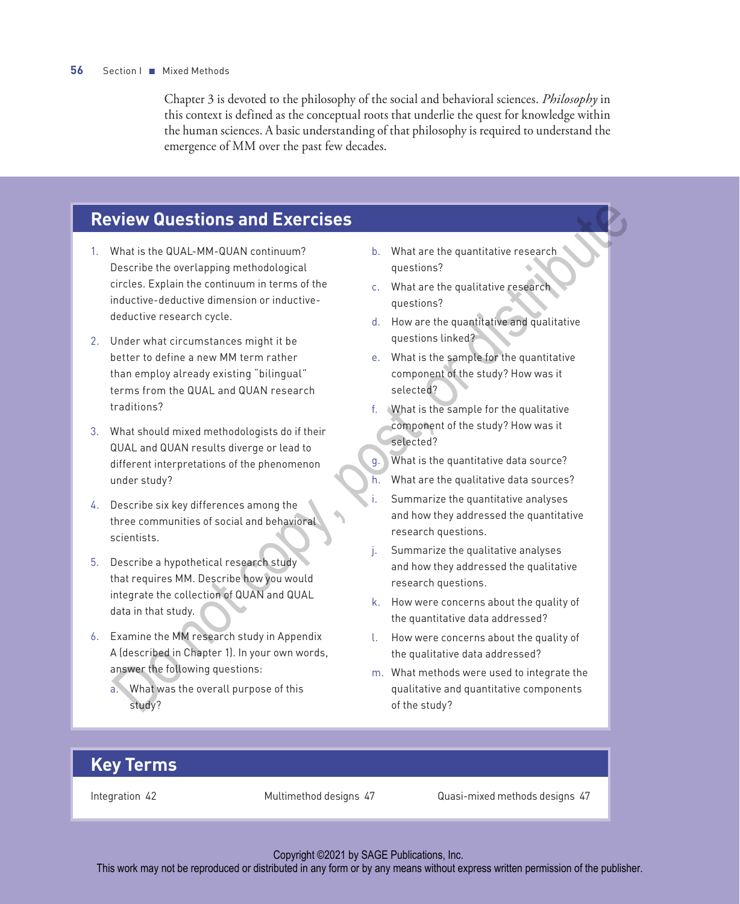Chapter 3 is devoted to the philosophy of the social and behavioral sciences. *Philosophy* in this context is defined as the conceptual roots that underlie the quest for knowledge within the human sciences. A basic understanding of that philosophy is required to understand the emergence of MM over the past few decades.

## Review Questions and Exercises

1. What is the QUAL-MM-QUAN continuum? Describe the overlapping methodological circles. Explain the continuum in terms of the inductive-deductive dimension or inductive-deductive research cycle.
2. Under what circumstances might it be better to define a new MM term rather than employ already existing "bilingual" terms from the QUAL and QUAN research traditions?
3. What should mixed methodologists do if their QUAL and QUAN results diverge or lead to different interpretations of the phenomenon under study?
4. Describe six key differences among the three communities of social and behavioral scientists.
5. Describe a hypothetical research study that requires MM. Describe how you would integrate the collection of QUAN and QUAL data in that study.
6. Examine the MM research study in Appendix A (described in Chapter 1). In your own words, answer the following questions:
   a. What was the overall purpose of this study?
   b. What are the quantitative research questions?
   c. What are the qualitative research questions?
   d. How are the quantitative and qualitative questions linked?
   e. What is the sample for the quantitative component of the study? How was it selected?
   f. What is the sample for the qualitative component of the study? How was it selected?
   g. What is the quantitative data source?
   h. What are the qualitative data sources?
   i. Summarize the quantitative analyses and how they addressed the quantitative research questions.
   j. Summarize the qualitative analyses and how they addressed the qualitative research questions.
   k. How were concerns about the quality of the quantitative data addressed?
   l. How were concerns about the quality of the qualitative data addressed?
   m. What methods were used to integrate the qualitative and quantitative components of the study?

## Key Terms

Integration 42

Multimethod designs 47

Quasi-mixed methods designs 47

Copyright ©2021 by SAGE Publications, Inc.
This work may not be reproduced or distributed in any form or by any means without express written permission of the publisher.